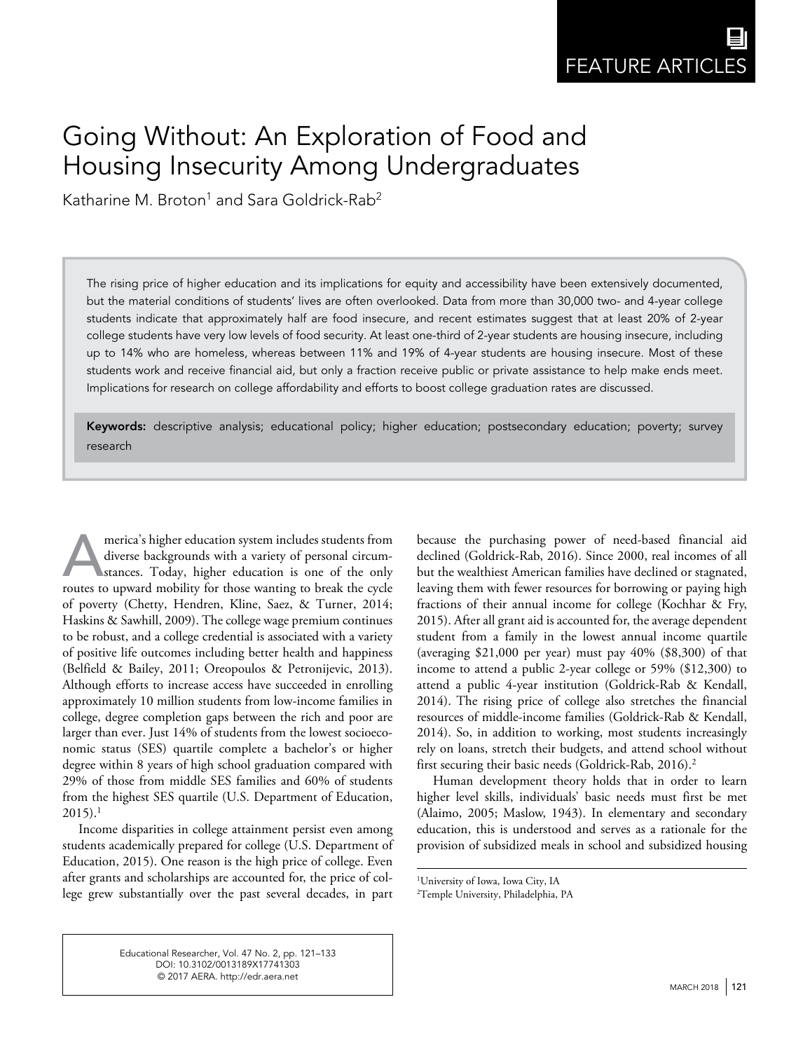# Going Without: An Exploration of Food and Housing Insecurity Among Undergraduates

Katharine M. Broton[1] and Sara Goldrick-Rab[2]

The rising price of higher education and its implications for equity and accessibility have been extensively documented, but the material conditions of students' lives are often overlooked. Data from more than 30,000 two- and 4-year college students indicate that approximately half are food insecure, and recent estimates suggest that at least 20% of 2-year college students have very low levels of food security. At least one-third of 2-year students are housing insecure, including up to 14% who are homeless, whereas between 11% and 19% of 4-year students are housing insecure. Most of these students work and receive financial aid, but only a fraction receive public or private assistance to help make ends meet. Implications for research on college affordability and efforts to boost college graduation rates are discussed.

**Keywords:** descriptive analysis; educational policy; higher education; postsecondary education; poverty; survey research

America's higher education system includes students from diverse backgrounds with a variety of personal circumstances. Today, higher education is one of the only routes to upward mobility for those wanting to break the cycle of poverty (Chetty, Hendren, Kline, Saez, & Turner, 2014; Haskins & Sawhill, 2009). The college wage premium continues to be robust, and a college credential is associated with a variety of positive life outcomes including better health and happiness (Belfield & Bailey, 2011; Oreopoulos & Petronijevic, 2013). Although efforts to increase access have succeeded in enrolling approximately 10 million students from low-income families in college, degree completion gaps between the rich and poor are larger than ever. Just 14% of students from the lowest socioeconomic status (SES) quartile complete a bachelor's or higher degree within 8 years of high school graduation compared with 29% of those from middle SES families and 60% of students from the highest SES quartile (U.S. Department of Education, 2015).[1]

Income disparities in college attainment persist even among students academically prepared for college (U.S. Department of Education, 2015). One reason is the high price of college. Even after grants and scholarships are accounted for, the price of college grew substantially over the past several decades, in part because the purchasing power of need-based financial aid declined (Goldrick-Rab, 2016). Since 2000, real incomes of all but the wealthiest American families have declined or stagnated, leaving them with fewer resources for borrowing or paying high fractions of their annual income for college (Kochhar & Fry, 2015). After all grant aid is accounted for, the average dependent student from a family in the lowest annual income quartile (averaging $21,000 per year) must pay 40% ($8,300) of that income to attend a public 2-year college or 59% ($12,300) to attend a public 4-year institution (Goldrick-Rab & Kendall, 2014). The rising price of college also stretches the financial resources of middle-income families (Goldrick-Rab & Kendall, 2014). So, in addition to working, most students increasingly rely on loans, stretch their budgets, and attend school without first securing their basic needs (Goldrick-Rab, 2016).[2]

Human development theory holds that in order to learn higher level skills, individuals' basic needs must first be met (Alaimo, 2005; Maslow, 1943). In elementary and secondary education, this is understood and serves as a rationale for the provision of subsidized meals in school and subsidized housing

[1]University of Iowa, Iowa City, IA
[2]Temple University, Philadelphia, PA

Educational Researcher, Vol. 47 No. 2, pp. 121–133
DOI: 10.3102/0013189X17741303
© 2017 AERA. http://edr.aera.net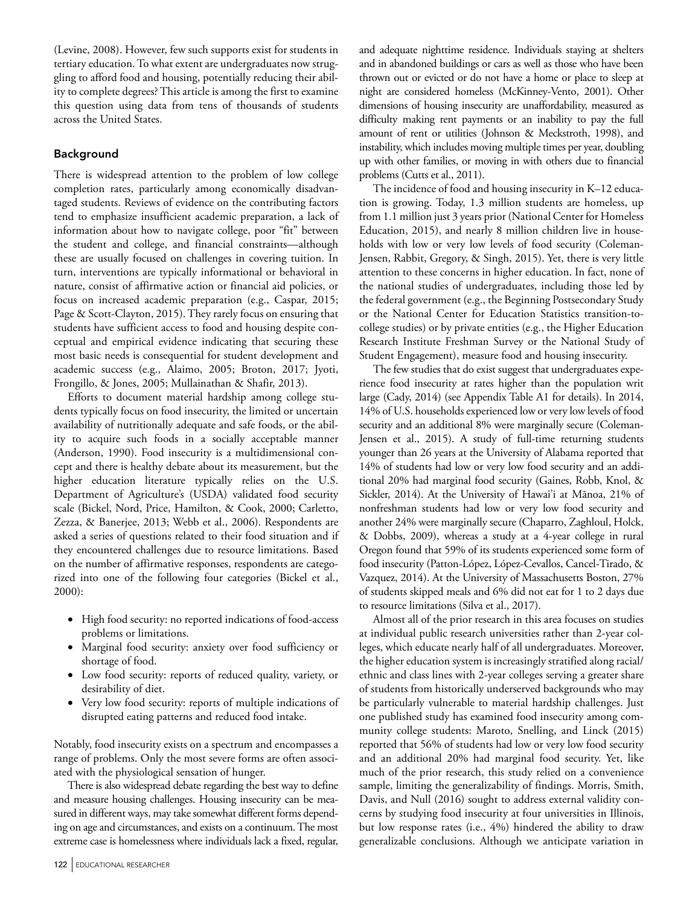(Levine, 2008). However, few such supports exist for students in tertiary education. To what extent are undergraduates now struggling to afford food and housing, potentially reducing their ability to complete degrees? This article is among the first to examine this question using data from tens of thousands of students across the United States.

## Background

There is widespread attention to the problem of low college completion rates, particularly among economically disadvantaged students. Reviews of evidence on the contributing factors tend to emphasize insufficient academic preparation, a lack of information about how to navigate college, poor "fit" between the student and college, and financial constraints—although these are usually focused on challenges in covering tuition. In turn, interventions are typically informational or behavioral in nature, consist of affirmative action or financial aid policies, or focus on increased academic preparation (e.g., Caspar, 2015; Page & Scott-Clayton, 2015). They rarely focus on ensuring that students have sufficient access to food and housing despite conceptual and empirical evidence indicating that securing these most basic needs is consequential for student development and academic success (e.g., Alaimo, 2005; Broton, 2017; Jyoti, Frongillo, & Jones, 2005; Mullainathan & Shafir, 2013).

Efforts to document material hardship among college students typically focus on food insecurity, the limited or uncertain availability of nutritionally adequate and safe foods, or the ability to acquire such foods in a socially acceptable manner (Anderson, 1990). Food insecurity is a multidimensional concept and there is healthy debate about its measurement, but the higher education literature typically relies on the U.S. Department of Agriculture's (USDA) validated food security scale (Bickel, Nord, Price, Hamilton, & Cook, 2000; Carletto, Zezza, & Banerjee, 2013; Webb et al., 2006). Respondents are asked a series of questions related to their food situation and if they encountered challenges due to resource limitations. Based on the number of affirmative responses, respondents are categorized into one of the following four categories (Bickel et al., 2000):

- High food security: no reported indications of food-access problems or limitations.
- Marginal food security: anxiety over food sufficiency or shortage of food.
- Low food security: reports of reduced quality, variety, or desirability of diet.
- Very low food security: reports of multiple indications of disrupted eating patterns and reduced food intake.

Notably, food insecurity exists on a spectrum and encompasses a range of problems. Only the most severe forms are often associated with the physiological sensation of hunger.

There is also widespread debate regarding the best way to define and measure housing challenges. Housing insecurity can be measured in different ways, may take somewhat different forms depending on age and circumstances, and exists on a continuum. The most extreme case is homelessness where individuals lack a fixed, regular, and adequate nighttime residence. Individuals staying at shelters and in abandoned buildings or cars as well as those who have been thrown out or evicted or do not have a home or place to sleep at night are considered homeless (McKinney-Vento, 2001). Other dimensions of housing insecurity are unaffordability, measured as difficulty making rent payments or an inability to pay the full amount of rent or utilities (Johnson & Meckstroth, 1998), and instability, which includes moving multiple times per year, doubling up with other families, or moving in with others due to financial problems (Cutts et al., 2011).

The incidence of food and housing insecurity in K–12 education is growing. Today, 1.3 million students are homeless, up from 1.1 million just 3 years prior (National Center for Homeless Education, 2015), and nearly 8 million children live in households with low or very low levels of food security (Coleman-Jensen, Rabbit, Gregory, & Singh, 2015). Yet, there is very little attention to these concerns in higher education. In fact, none of the national studies of undergraduates, including those led by the federal government (e.g., the Beginning Postsecondary Study or the National Center for Education Statistics transition-to-college studies) or by private entities (e.g., the Higher Education Research Institute Freshman Survey or the National Study of Student Engagement), measure food and housing insecurity.

The few studies that do exist suggest that undergraduates experience food insecurity at rates higher than the population writ large (Cady, 2014) (see Appendix Table A1 for details). In 2014, 14% of U.S. households experienced low or very low levels of food security and an additional 8% were marginally secure (Coleman-Jensen et al., 2015). A study of full-time returning students younger than 26 years at the University of Alabama reported that 14% of students had low or very low food security and an additional 20% had marginal food security (Gaines, Robb, Knol, & Sickler, 2014). At the University of Hawai'i at Mānoa, 21% of nonfreshman students had low or very low food security and another 24% were marginally secure (Chaparro, Zaghloul, Holck, & Dobbs, 2009), whereas a study at a 4-year college in rural Oregon found that 59% of its students experienced some form of food insecurity (Patton-López, López-Cevallos, Cancel-Tirado, & Vazquez, 2014). At the University of Massachusetts Boston, 27% of students skipped meals and 6% did not eat for 1 to 2 days due to resource limitations (Silva et al., 2017).

Almost all of the prior research in this area focuses on studies at individual public research universities rather than 2-year colleges, which educate nearly half of all undergraduates. Moreover, the higher education system is increasingly stratified along racial/ethnic and class lines with 2-year colleges serving a greater share of students from historically underserved backgrounds who may be particularly vulnerable to material hardship challenges. Just one published study has examined food insecurity among community college students: Maroto, Snelling, and Linck (2015) reported that 56% of students had low or very low food security and an additional 20% had marginal food security. Yet, like much of the prior research, this study relied on a convenience sample, limiting the generalizability of findings. Morris, Smith, Davis, and Null (2016) sought to address external validity concerns by studying food insecurity at four universities in Illinois, but low response rates (i.e., 4%) hindered the ability to draw generalizable conclusions. Although we anticipate variation in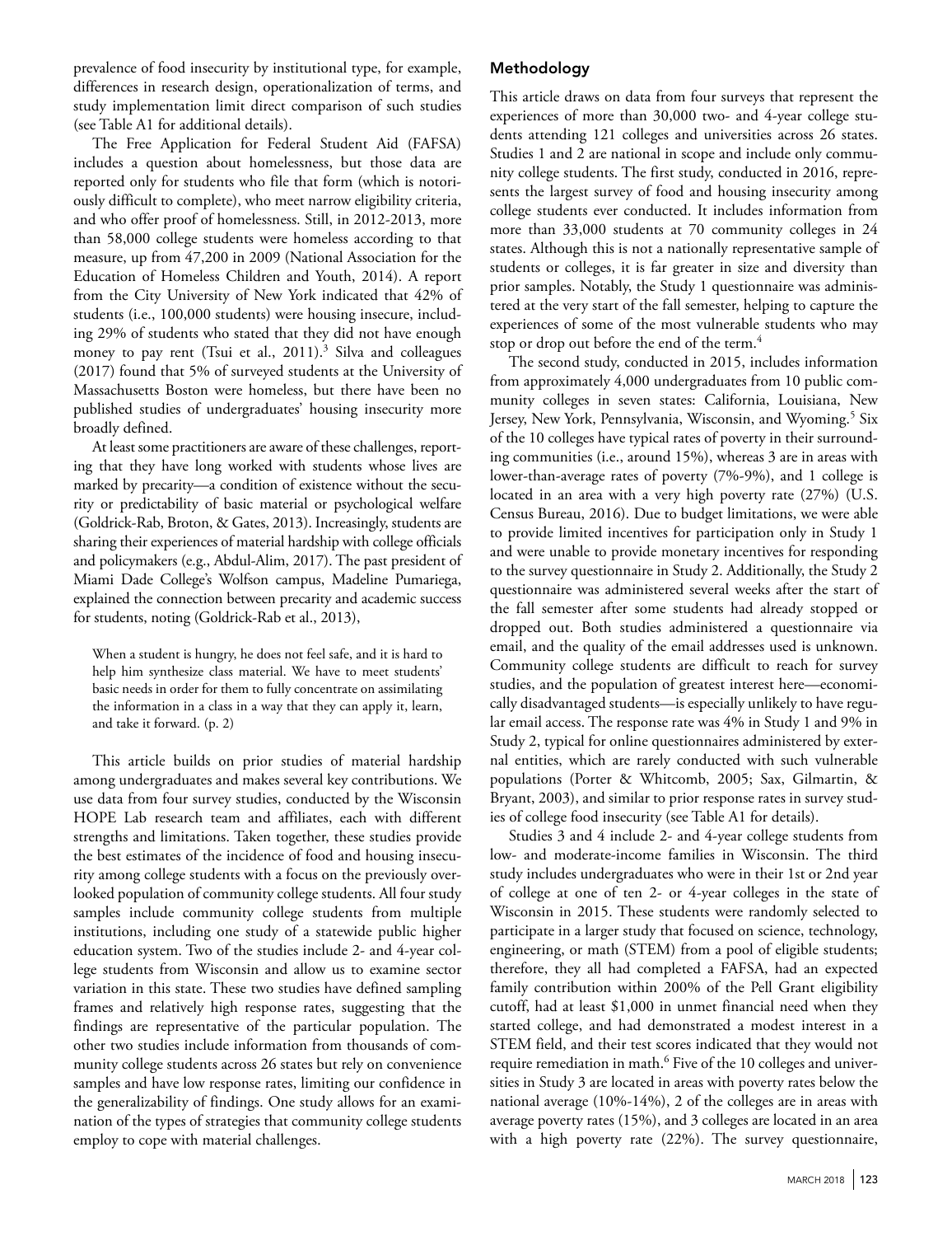prevalence of food insecurity by institutional type, for example, differences in research design, operationalization of terms, and study implementation limit direct comparison of such studies (see Table A1 for additional details).

The Free Application for Federal Student Aid (FAFSA) includes a question about homelessness, but those data are reported only for students who file that form (which is notoriously difficult to complete), who meet narrow eligibility criteria, and who offer proof of homelessness. Still, in 2012-2013, more than 58,000 college students were homeless according to that measure, up from 47,200 in 2009 (National Association for the Education of Homeless Children and Youth, 2014). A report from the City University of New York indicated that 42% of students (i.e., 100,000 students) were housing insecure, including 29% of students who stated that they did not have enough money to pay rent (Tsui et al., 2011).[3] Silva and colleagues (2017) found that 5% of surveyed students at the University of Massachusetts Boston were homeless, but there have been no published studies of undergraduates' housing insecurity more broadly defined.

At least some practitioners are aware of these challenges, reporting that they have long worked with students whose lives are marked by precarity—a condition of existence without the security or predictability of basic material or psychological welfare (Goldrick-Rab, Broton, & Gates, 2013). Increasingly, students are sharing their experiences of material hardship with college officials and policymakers (e.g., Abdul-Alim, 2017). The past president of Miami Dade College's Wolfson campus, Madeline Pumariega, explained the connection between precarity and academic success for students, noting (Goldrick-Rab et al., 2013),

> When a student is hungry, he does not feel safe, and it is hard to help him synthesize class material. We have to meet students' basic needs in order for them to fully concentrate on assimilating the information in a class in a way that they can apply it, learn, and take it forward. (p. 2)

This article builds on prior studies of material hardship among undergraduates and makes several key contributions. We use data from four survey studies, conducted by the Wisconsin HOPE Lab research team and affiliates, each with different strengths and limitations. Taken together, these studies provide the best estimates of the incidence of food and housing insecurity among college students with a focus on the previously overlooked population of community college students. All four study samples include community college students from multiple institutions, including one study of a statewide public higher education system. Two of the studies include 2- and 4-year college students from Wisconsin and allow us to examine sector variation in this state. These two studies have defined sampling frames and relatively high response rates, suggesting that the findings are representative of the particular population. The other two studies include information from thousands of community college students across 26 states but rely on convenience samples and have low response rates, limiting our confidence in the generalizability of findings. One study allows for an examination of the types of strategies that community college students employ to cope with material challenges.

## Methodology

This article draws on data from four surveys that represent the experiences of more than 30,000 two- and 4-year college students attending 121 colleges and universities across 26 states. Studies 1 and 2 are national in scope and include only community college students. The first study, conducted in 2016, represents the largest survey of food and housing insecurity among college students ever conducted. It includes information from more than 33,000 students at 70 community colleges in 24 states. Although this is not a nationally representative sample of students or colleges, it is far greater in size and diversity than prior samples. Notably, the Study 1 questionnaire was administered at the very start of the fall semester, helping to capture the experiences of some of the most vulnerable students who may stop or drop out before the end of the term.[4]

The second study, conducted in 2015, includes information from approximately 4,000 undergraduates from 10 public community colleges in seven states: California, Louisiana, New Jersey, New York, Pennsylvania, Wisconsin, and Wyoming.[5] Six of the 10 colleges have typical rates of poverty in their surrounding communities (i.e., around 15%), whereas 3 are in areas with lower-than-average rates of poverty (7%-9%), and 1 college is located in an area with a very high poverty rate (27%) (U.S. Census Bureau, 2016). Due to budget limitations, we were able to provide limited incentives for participation only in Study 1 and were unable to provide monetary incentives for responding to the survey questionnaire in Study 2. Additionally, the Study 2 questionnaire was administered several weeks after the start of the fall semester after some students had already stopped or dropped out. Both studies administered a questionnaire via email, and the quality of the email addresses used is unknown. Community college students are difficult to reach for survey studies, and the population of greatest interest here—economically disadvantaged students—is especially unlikely to have regular email access. The response rate was 4% in Study 1 and 9% in Study 2, typical for online questionnaires administered by external entities, which are rarely conducted with such vulnerable populations (Porter & Whitcomb, 2005; Sax, Gilmartin, & Bryant, 2003), and similar to prior response rates in survey studies of college food insecurity (see Table A1 for details).

Studies 3 and 4 include 2- and 4-year college students from low- and moderate-income families in Wisconsin. The third study includes undergraduates who were in their 1st or 2nd year of college at one of ten 2- or 4-year colleges in the state of Wisconsin in 2015. These students were randomly selected to participate in a larger study that focused on science, technology, engineering, or math (STEM) from a pool of eligible students; therefore, they all had completed a FAFSA, had an expected family contribution within 200% of the Pell Grant eligibility cutoff, had at least $1,000 in unmet financial need when they started college, and had demonstrated a modest interest in a STEM field, and their test scores indicated that they would not require remediation in math.[6] Five of the 10 colleges and universities in Study 3 are located in areas with poverty rates below the national average (10%-14%), 2 of the colleges are in areas with average poverty rates (15%), and 3 colleges are located in an area with a high poverty rate (22%). The survey questionnaire,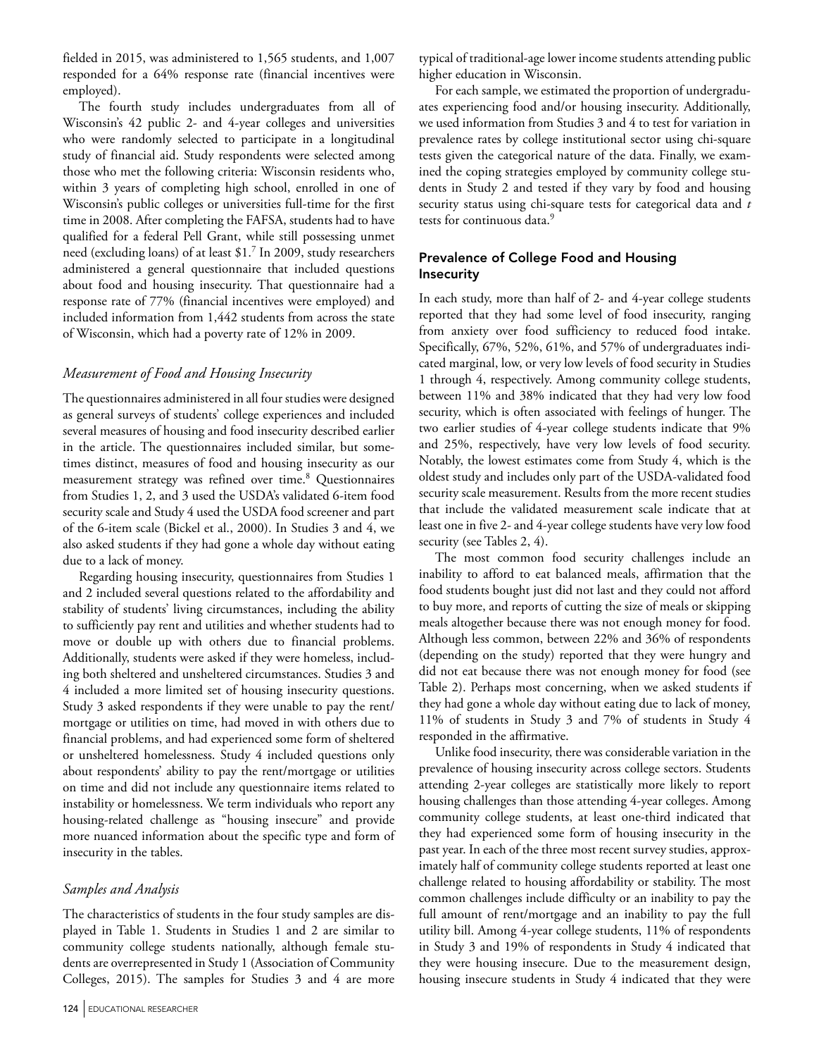fielded in 2015, was administered to 1,565 students, and 1,007 responded for a 64% response rate (financial incentives were employed).

The fourth study includes undergraduates from all of Wisconsin's 42 public 2- and 4-year colleges and universities who were randomly selected to participate in a longitudinal study of financial aid. Study respondents were selected among those who met the following criteria: Wisconsin residents who, within 3 years of completing high school, enrolled in one of Wisconsin's public colleges or universities full-time for the first time in 2008. After completing the FAFSA, students had to have qualified for a federal Pell Grant, while still possessing unmet need (excluding loans) of at least $1.[7] In 2009, study researchers administered a general questionnaire that included questions about food and housing insecurity. That questionnaire had a response rate of 77% (financial incentives were employed) and included information from 1,442 students from across the state of Wisconsin, which had a poverty rate of 12% in 2009.

### *Measurement of Food and Housing Insecurity*

The questionnaires administered in all four studies were designed as general surveys of students' college experiences and included several measures of housing and food insecurity described earlier in the article. The questionnaires included similar, but sometimes distinct, measures of food and housing insecurity as our measurement strategy was refined over time.[8] Questionnaires from Studies 1, 2, and 3 used the USDA's validated 6-item food security scale and Study 4 used the USDA food screener and part of the 6-item scale (Bickel et al., 2000). In Studies 3 and 4, we also asked students if they had gone a whole day without eating due to a lack of money.

Regarding housing insecurity, questionnaires from Studies 1 and 2 included several questions related to the affordability and stability of students' living circumstances, including the ability to sufficiently pay rent and utilities and whether students had to move or double up with others due to financial problems. Additionally, students were asked if they were homeless, including both sheltered and unsheltered circumstances. Studies 3 and 4 included a more limited set of housing insecurity questions. Study 3 asked respondents if they were unable to pay the rent/mortgage or utilities on time, had moved in with others due to financial problems, and had experienced some form of sheltered or unsheltered homelessness. Study 4 included questions only about respondents' ability to pay the rent/mortgage or utilities on time and did not include any questionnaire items related to instability or homelessness. We term individuals who report any housing-related challenge as "housing insecure" and provide more nuanced information about the specific type and form of insecurity in the tables.

### *Samples and Analysis*

The characteristics of students in the four study samples are displayed in Table 1. Students in Studies 1 and 2 are similar to community college students nationally, although female students are overrepresented in Study 1 (Association of Community Colleges, 2015). The samples for Studies 3 and 4 are more typical of traditional-age lower income students attending public higher education in Wisconsin.

For each sample, we estimated the proportion of undergraduates experiencing food and/or housing insecurity. Additionally, we used information from Studies 3 and 4 to test for variation in prevalence rates by college institutional sector using chi-square tests given the categorical nature of the data. Finally, we examined the coping strategies employed by community college students in Study 2 and tested if they vary by food and housing security status using chi-square tests for categorical data and *t* tests for continuous data.[9]

## Prevalence of College Food and Housing Insecurity

In each study, more than half of 2- and 4-year college students reported that they had some level of food insecurity, ranging from anxiety over food sufficiency to reduced food intake. Specifically, 67%, 52%, 61%, and 57% of undergraduates indicated marginal, low, or very low levels of food security in Studies 1 through 4, respectively. Among community college students, between 11% and 38% indicated that they had very low food security, which is often associated with feelings of hunger. The two earlier studies of 4-year college students indicate that 9% and 25%, respectively, have very low levels of food security. Notably, the lowest estimates come from Study 4, which is the oldest study and includes only part of the USDA-validated food security scale measurement. Results from the more recent studies that include the validated measurement scale indicate that at least one in five 2- and 4-year college students have very low food security (see Tables 2, 4).

The most common food security challenges include an inability to afford to eat balanced meals, affirmation that the food students bought just did not last and they could not afford to buy more, and reports of cutting the size of meals or skipping meals altogether because there was not enough money for food. Although less common, between 22% and 36% of respondents (depending on the study) reported that they were hungry and did not eat because there was not enough money for food (see Table 2). Perhaps most concerning, when we asked students if they had gone a whole day without eating due to lack of money, 11% of students in Study 3 and 7% of students in Study 4 responded in the affirmative.

Unlike food insecurity, there was considerable variation in the prevalence of housing insecurity across college sectors. Students attending 2-year colleges are statistically more likely to report housing challenges than those attending 4-year colleges. Among community college students, at least one-third indicated that they had experienced some form of housing insecurity in the past year. In each of the three most recent survey studies, approximately half of community college students reported at least one challenge related to housing affordability or stability. The most common challenges include difficulty or an inability to pay the full amount of rent/mortgage and an inability to pay the full utility bill. Among 4-year college students, 11% of respondents in Study 3 and 19% of respondents in Study 4 indicated that they were housing insecure. Due to the measurement design, housing insecure students in Study 4 indicated that they were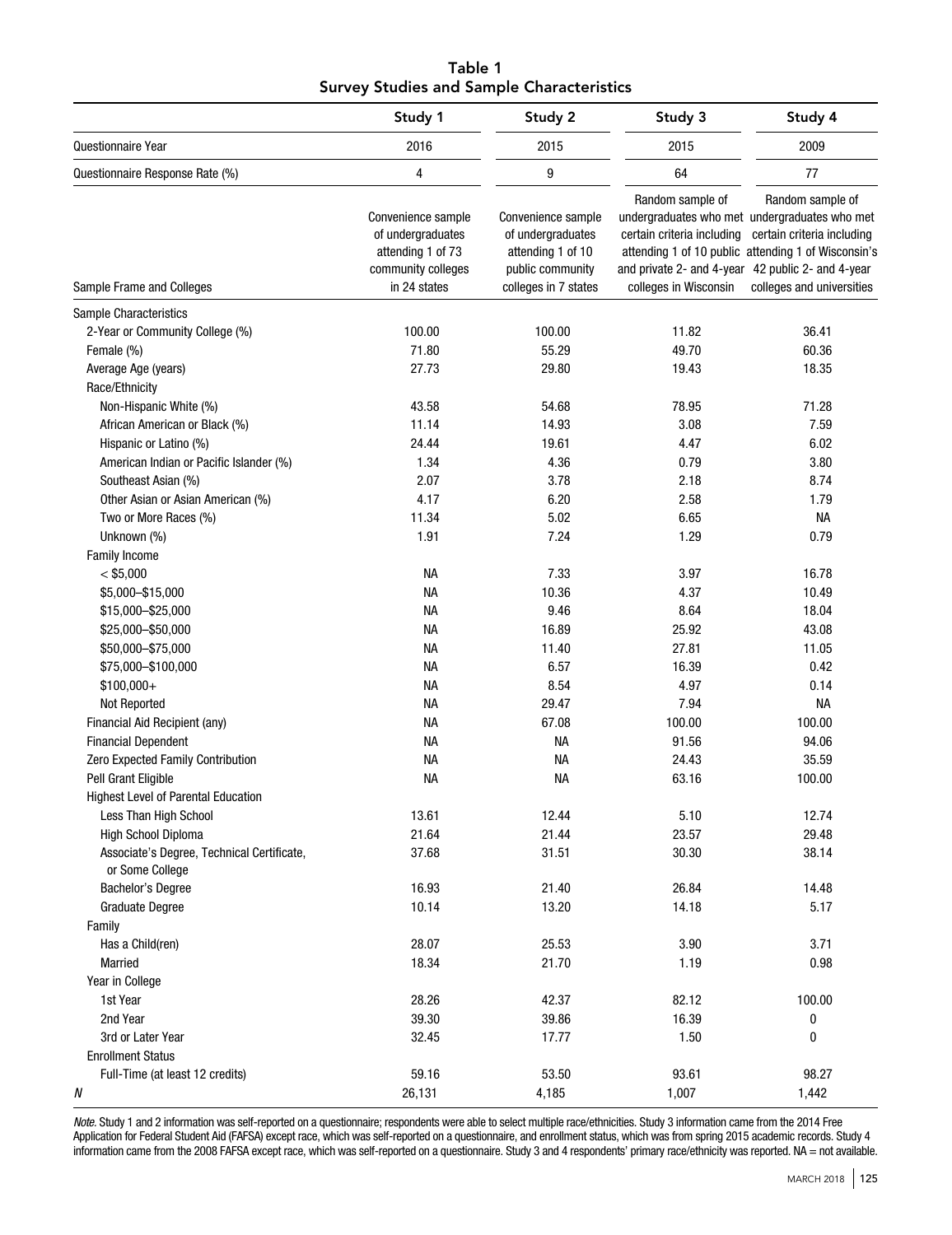**Table 1**
**Survey Studies and Sample Characteristics**

| | Study 1 | Study 2 | Study 3 | Study 4 |
|---|---|---|---|---|
| Questionnaire Year | 2016 | 2015 | 2015 | 2009 |
| Questionnaire Response Rate (%) | 4 | 9 | 64 | 77 |
| Sample Frame and Colleges | Convenience sample of undergraduates attending 1 of 73 community colleges in 24 states | Convenience sample of undergraduates attending 1 of 10 public community colleges in 7 states | Random sample of undergraduates who met certain criteria including attending 1 of 10 public and private 2- and 4-year colleges in Wisconsin | Random sample of undergraduates who met certain criteria including attending 1 of Wisconsin's 42 public 2- and 4-year colleges and universities |
| Sample Characteristics | | | | |
| 2-Year or Community College (%) | 100.00 | 100.00 | 11.82 | 36.41 |
| Female (%) | 71.80 | 55.29 | 49.70 | 60.36 |
| Average Age (years) | 27.73 | 29.80 | 19.43 | 18.35 |
| Race/Ethnicity | | | | |
| Non-Hispanic White (%) | 43.58 | 54.68 | 78.95 | 71.28 |
| African American or Black (%) | 11.14 | 14.93 | 3.08 | 7.59 |
| Hispanic or Latino (%) | 24.44 | 19.61 | 4.47 | 6.02 |
| American Indian or Pacific Islander (%) | 1.34 | 4.36 | 0.79 | 3.80 |
| Southeast Asian (%) | 2.07 | 3.78 | 2.18 | 8.74 |
| Other Asian or Asian American (%) | 4.17 | 6.20 | 2.58 | 1.79 |
| Two or More Races (%) | 11.34 | 5.02 | 6.65 | NA |
| Unknown (%) | 1.91 | 7.24 | 1.29 | 0.79 |
| Family Income | | | | |
| < $5,000 | NA | 7.33 | 3.97 | 16.78 |
| $5,000–$15,000 | NA | 10.36 | 4.37 | 10.49 |
| $15,000–$25,000 | NA | 9.46 | 8.64 | 18.04 |
| $25,000–$50,000 | NA | 16.89 | 25.92 | 43.08 |
| $50,000–$75,000 | NA | 11.40 | 27.81 | 11.05 |
| $75,000–$100,000 | NA | 6.57 | 16.39 | 0.42 |
| $100,000+ | NA | 8.54 | 4.97 | 0.14 |
| Not Reported | NA | 29.47 | 7.94 | NA |
| Financial Aid Recipient (any) | NA | 67.08 | 100.00 | 100.00 |
| Financial Dependent | NA | NA | 91.56 | 94.06 |
| Zero Expected Family Contribution | NA | NA | 24.43 | 35.59 |
| Pell Grant Eligible | NA | NA | 63.16 | 100.00 |
| Highest Level of Parental Education | | | | |
| Less Than High School | 13.61 | 12.44 | 5.10 | 12.74 |
| High School Diploma | 21.64 | 21.44 | 23.57 | 29.48 |
| Associate's Degree, Technical Certificate, or Some College | 37.68 | 31.51 | 30.30 | 38.14 |
| Bachelor's Degree | 16.93 | 21.40 | 26.84 | 14.48 |
| Graduate Degree | 10.14 | 13.20 | 14.18 | 5.17 |
| Family | | | | |
| Has a Child(ren) | 28.07 | 25.53 | 3.90 | 3.71 |
| Married | 18.34 | 21.70 | 1.19 | 0.98 |
| Year in College | | | | |
| 1st Year | 28.26 | 42.37 | 82.12 | 100.00 |
| 2nd Year | 39.30 | 39.86 | 16.39 | 0 |
| 3rd or Later Year | 32.45 | 17.77 | 1.50 | 0 |
| Enrollment Status | | | | |
| Full-Time (at least 12 credits) | 59.16 | 53.50 | 93.61 | 98.27 |
| *N* | 26,131 | 4,185 | 1,007 | 1,442 |

*Note.* Study 1 and 2 information was self-reported on a questionnaire; respondents were able to select multiple race/ethnicities. Study 3 information came from the 2014 Free Application for Federal Student Aid (FAFSA) except race, which was self-reported on a questionnaire, and enrollment status, which was from spring 2015 academic records. Study 4 information came from the 2008 FAFSA except race, which was self-reported on a questionnaire. Study 3 and 4 respondents' primary race/ethnicity was reported. NA = not available.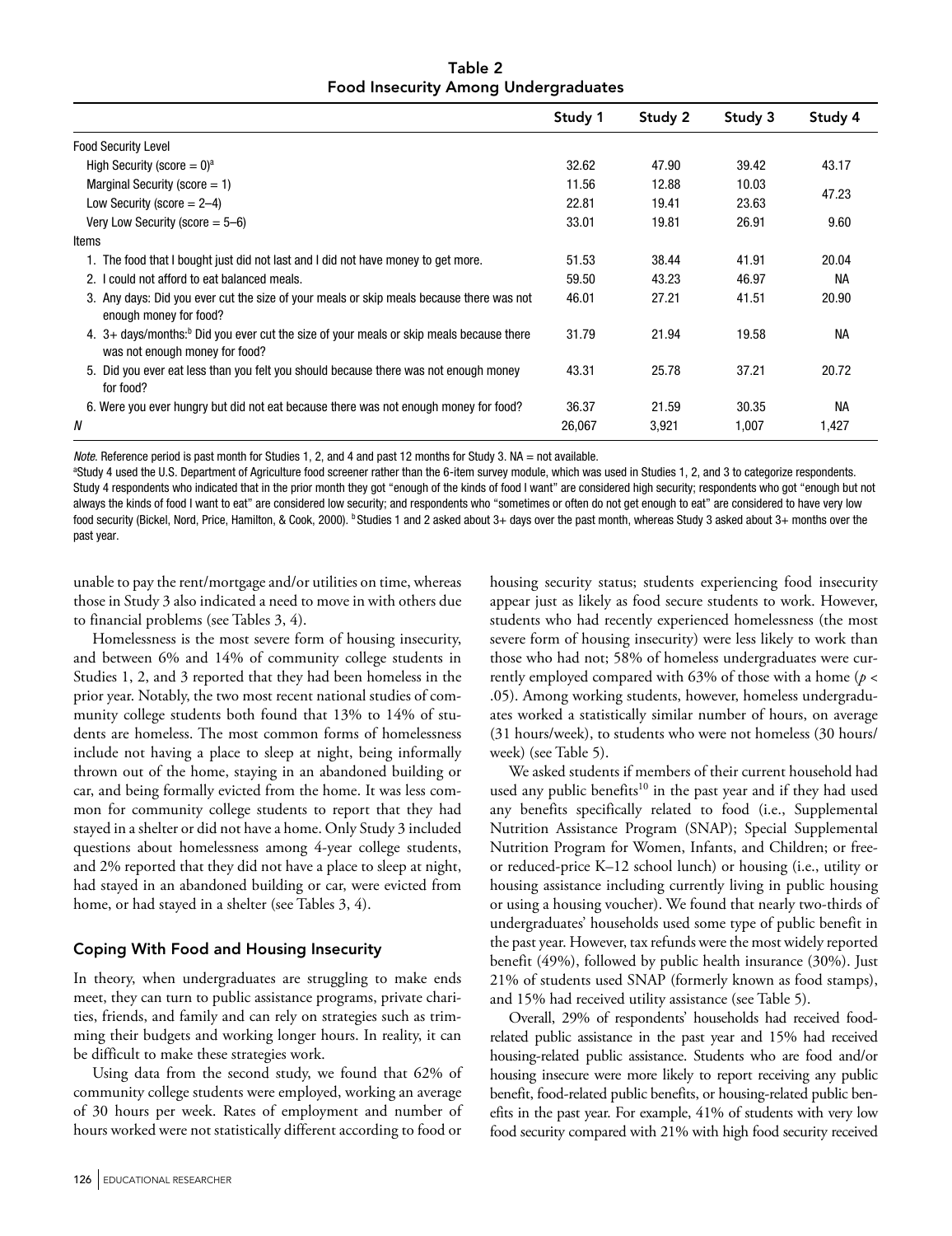Table 2
Food Insecurity Among Undergraduates

| | Study 1 | Study 2 | Study 3 | Study 4 |
|---|---|---|---|---|
| Food Security Level | | | | |
| High Security (score = 0)[a] | 32.62 | 47.90 | 39.42 | 43.17 |
| Marginal Security (score = 1) | 11.56 | 12.88 | 10.03 | 47.23 |
| Low Security (score = 2–4) | 22.81 | 19.41 | 23.63 | |
| Very Low Security (score = 5–6) | 33.01 | 19.81 | 26.91 | 9.60 |
| Items | | | | |
| 1. The food that I bought just did not last and I did not have money to get more. | 51.53 | 38.44 | 41.91 | 20.04 |
| 2. I could not afford to eat balanced meals. | 59.50 | 43.23 | 46.97 | NA |
| 3. Any days: Did you ever cut the size of your meals or skip meals because there was not enough money for food? | 46.01 | 27.21 | 41.51 | 20.90 |
| 4. 3+ days/months:[b] Did you ever cut the size of your meals or skip meals because there was not enough money for food? | 31.79 | 21.94 | 19.58 | NA |
| 5. Did you ever eat less than you felt you should because there was not enough money for food? | 43.31 | 25.78 | 37.21 | 20.72 |
| 6. Were you ever hungry but did not eat because there was not enough money for food? | 36.37 | 21.59 | 30.35 | NA |
| *N* | 26,067 | 3,921 | 1,007 | 1,427 |

*Note*. Reference period is past month for Studies 1, 2, and 4 and past 12 months for Study 3. NA = not available.
[a]Study 4 used the U.S. Department of Agriculture food screener rather than the 6-item survey module, which was used in Studies 1, 2, and 3 to categorize respondents. Study 4 respondents who indicated that in the prior month they got "enough of the kinds of food I want" are considered high security; respondents who got "enough but not always the kinds of food I want to eat" are considered low security; and respondents who "sometimes or often do not get enough to eat" are considered to have very low food security (Bickel, Nord, Price, Hamilton, & Cook, 2000). [b]Studies 1 and 2 asked about 3+ days over the past month, whereas Study 3 asked about 3+ months over the past year.

unable to pay the rent/mortgage and/or utilities on time, whereas those in Study 3 also indicated a need to move in with others due to financial problems (see Tables 3, 4).

Homelessness is the most severe form of housing insecurity, and between 6% and 14% of community college students in Studies 1, 2, and 3 reported that they had been homeless in the prior year. Notably, the two most recent national studies of community college students both found that 13% to 14% of students are homeless. The most common forms of homelessness include not having a place to sleep at night, being informally thrown out of the home, staying in an abandoned building or car, and being formally evicted from the home. It was less common for community college students to report that they had stayed in a shelter or did not have a home. Only Study 3 included questions about homelessness among 4-year college students, and 2% reported that they did not have a place to sleep at night, had stayed in an abandoned building or car, were evicted from home, or had stayed in a shelter (see Tables 3, 4).

## Coping With Food and Housing Insecurity

In theory, when undergraduates are struggling to make ends meet, they can turn to public assistance programs, private charities, friends, and family and can rely on strategies such as trimming their budgets and working longer hours. In reality, it can be difficult to make these strategies work.

Using data from the second study, we found that 62% of community college students were employed, working an average of 30 hours per week. Rates of employment and number of hours worked were not statistically different according to food or housing security status; students experiencing food insecurity appear just as likely as food secure students to work. However, students who had recently experienced homelessness (the most severe form of housing insecurity) were less likely to work than those who had not; 58% of homeless undergraduates were currently employed compared with 63% of those with a home ($p < .05$). Among working students, however, homeless undergraduates worked a statistically similar number of hours, on average (31 hours/week), to students who were not homeless (30 hours/week) (see Table 5).

We asked students if members of their current household had used any public benefits[10] in the past year and if they had used any benefits specifically related to food (i.e., Supplemental Nutrition Assistance Program (SNAP); Special Supplemental Nutrition Program for Women, Infants, and Children; or free- or reduced-price K–12 school lunch) or housing (i.e., utility or housing assistance including currently living in public housing or using a housing voucher). We found that nearly two-thirds of undergraduates' households used some type of public benefit in the past year. However, tax refunds were the most widely reported benefit (49%), followed by public health insurance (30%). Just 21% of students used SNAP (formerly known as food stamps), and 15% had received utility assistance (see Table 5).

Overall, 29% of respondents' households had received food-related public assistance in the past year and 15% had received housing-related public assistance. Students who are food and/or housing insecure were more likely to report receiving any public benefit, food-related public benefits, or housing-related public benefits in the past year. For example, 41% of students with very low food security compared with 21% with high food security received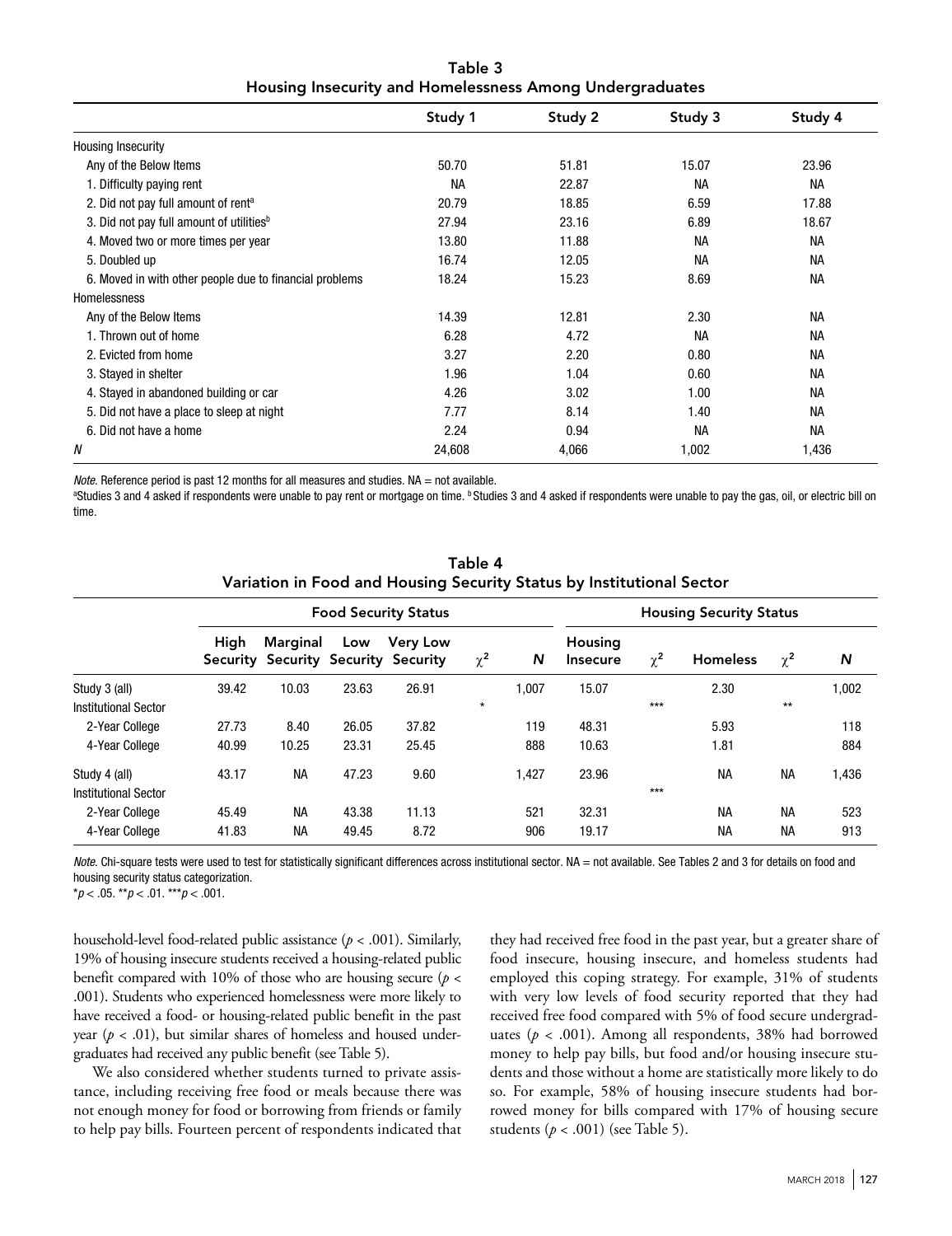Table 3
Housing Insecurity and Homelessness Among Undergraduates

| | Study 1 | Study 2 | Study 3 | Study 4 |
|---|---|---|---|---|
| Housing Insecurity | | | | |
| Any of the Below Items | 50.70 | 51.81 | 15.07 | 23.96 |
| 1. Difficulty paying rent | NA | 22.87 | NA | NA |
| 2. Did not pay full amount of rent[a] | 20.79 | 18.85 | 6.59 | 17.88 |
| 3. Did not pay full amount of utilities[b] | 27.94 | 23.16 | 6.89 | 18.67 |
| 4. Moved two or more times per year | 13.80 | 11.88 | NA | NA |
| 5. Doubled up | 16.74 | 12.05 | NA | NA |
| 6. Moved in with other people due to financial problems | 18.24 | 15.23 | 8.69 | NA |
| Homelessness | | | | |
| Any of the Below Items | 14.39 | 12.81 | 2.30 | NA |
| 1. Thrown out of home | 6.28 | 4.72 | NA | NA |
| 2. Evicted from home | 3.27 | 2.20 | 0.80 | NA |
| 3. Stayed in shelter | 1.96 | 1.04 | 0.60 | NA |
| 4. Stayed in abandoned building or car | 4.26 | 3.02 | 1.00 | NA |
| 5. Did not have a place to sleep at night | 7.77 | 8.14 | 1.40 | NA |
| 6. Did not have a home | 2.24 | 0.94 | NA | NA |
| *N* | 24,608 | 4,066 | 1,002 | 1,436 |

*Note.* Reference period is past 12 months for all measures and studies. NA = not available.
[a]Studies 3 and 4 asked if respondents were unable to pay rent or mortgage on time. [b]Studies 3 and 4 asked if respondents were unable to pay the gas, oil, or electric bill on time.

Table 4
Variation in Food and Housing Security Status by Institutional Sector

| | Food Security Status | | | | | | Housing Security Status | | | | |
|---|---|---|---|---|---|---|---|---|---|---|---|
| | High Security | Marginal Security | Low Security | Very Low Security | $\chi^2$ | *N* | Housing Insecure | $\chi^2$ | Homeless | $\chi^2$ | *N* |
| Study 3 (all) | 39.42 | 10.03 | 23.63 | 26.91 | | 1,007 | 15.07 | | 2.30 | | 1,002 |
| Institutional Sector | | | | | * | | | *** | | ** | |
| 2-Year College | 27.73 | 8.40 | 26.05 | 37.82 | | 119 | 48.31 | | 5.93 | | 118 |
| 4-Year College | 40.99 | 10.25 | 23.31 | 25.45 | | 888 | 10.63 | | 1.81 | | 884 |
| Study 4 (all) | 43.17 | NA | 47.23 | 9.60 | | 1,427 | 23.96 | | NA | NA | 1,436 |
| Institutional Sector | | | | | | | | *** | | | |
| 2-Year College | 45.49 | NA | 43.38 | 11.13 | | 521 | 32.31 | | NA | NA | 523 |
| 4-Year College | 41.83 | NA | 49.45 | 8.72 | | 906 | 19.17 | | NA | NA | 913 |

*Note.* Chi-square tests were used to test for statistically significant differences across institutional sector. NA = not available. See Tables 2 and 3 for details on food and housing security status categorization.
*$p < .05$. **$p < .01$. ***$p < .001$.

household-level food-related public assistance ($p < .001$). Similarly, 19% of housing insecure students received a housing-related public benefit compared with 10% of those who are housing secure ($p < .001$). Students who experienced homelessness were more likely to have received a food- or housing-related public benefit in the past year ($p < .01$), but similar shares of homeless and housed undergraduates had received any public benefit (see Table 5).

We also considered whether students turned to private assistance, including receiving free food or meals because there was not enough money for food or borrowing from friends or family to help pay bills. Fourteen percent of respondents indicated that they had received free food in the past year, but a greater share of food insecure, housing insecure, and homeless students had employed this coping strategy. For example, 31% of students with very low levels of food security reported that they had received free food compared with 5% of food secure undergraduates ($p < .001$). Among all respondents, 38% had borrowed money to help pay bills, but food and/or housing insecure students and those without a home are statistically more likely to do so. For example, 58% of housing insecure students had borrowed money for bills compared with 17% of housing secure students ($p < .001$) (see Table 5).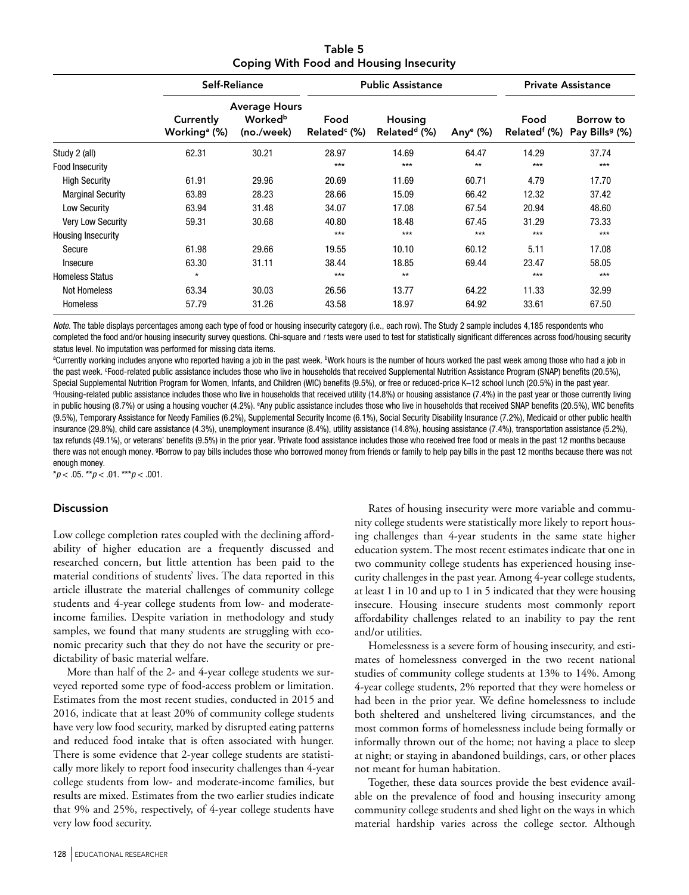Table 5
Coping With Food and Housing Insecurity

| | Self-Reliance | | Public Assistance | | | Private Assistance | |
|---|---|---|---|---|---|---|---|
| | Currently Working[a] (%) | Average Hours Worked[b] (no./week) | Food Related[c] (%) | Housing Related[d] (%) | Any[e] (%) | Food Related[f] (%) | Borrow to Pay Bills[g] (%) |
| Study 2 (all) | 62.31 | 30.21 | 28.97 | 14.69 | 64.47 | 14.29 | 37.74 |
| Food Insecurity | | | *** | *** | ** | *** | *** |
| High Security | 61.91 | 29.96 | 20.69 | 11.69 | 60.71 | 4.79 | 17.70 |
| Marginal Security | 63.89 | 28.23 | 28.66 | 15.09 | 66.42 | 12.32 | 37.42 |
| Low Security | 63.94 | 31.48 | 34.07 | 17.08 | 67.54 | 20.94 | 48.60 |
| Very Low Security | 59.31 | 30.68 | 40.80 | 18.48 | 67.45 | 31.29 | 73.33 |
| Housing Insecurity | | | *** | *** | *** | *** | *** |
| Secure | 61.98 | 29.66 | 19.55 | 10.10 | 60.12 | 5.11 | 17.08 |
| Insecure | 63.30 | 31.11 | 38.44 | 18.85 | 69.44 | 23.47 | 58.05 |
| Homeless Status | * | | *** | ** | | *** | *** |
| Not Homeless | 63.34 | 30.03 | 26.56 | 13.77 | 64.22 | 11.33 | 32.99 |
| Homeless | 57.79 | 31.26 | 43.58 | 18.97 | 64.92 | 33.61 | 67.50 |

*Note.* The table displays percentages among each type of food or housing insecurity category (i.e., each row). The Study 2 sample includes 4,185 respondents who completed the food and/or housing insecurity survey questions. Chi-square and *t* tests were used to test for statistically significant differences across food/housing security status level. No imputation was performed for missing data items.

[a]Currently working includes anyone who reported having a job in the past week. [b]Work hours is the number of hours worked the past week among those who had a job in the past week. [c]Food-related public assistance includes those who live in households that received Supplemental Nutrition Assistance Program (SNAP) benefits (20.5%), Special Supplemental Nutrition Program for Women, Infants, and Children (WIC) benefits (9.5%), or free or reduced-price K–12 school lunch (20.5%) in the past year. [d]Housing-related public assistance includes those who live in households that received utility (14.8%) or housing assistance (7.4%) in the past year or those currently living in public housing (8.7%) or using a housing voucher (4.2%). [e]Any public assistance includes those who live in households that received SNAP benefits (20.5%), WIC benefits (9.5%), Temporary Assistance for Needy Families (6.2%), Supplemental Security Income (6.1%), Social Security Disability Insurance (7.2%), Medicaid or other public health insurance (29.8%), child care assistance (4.3%), unemployment insurance (8.4%), utility assistance (14.8%), housing assistance (7.4%), transportation assistance (5.2%), tax refunds (49.1%), or veterans' benefits (9.5%) in the prior year. [f]Private food assistance includes those who received free food or meals in the past 12 months because there was not enough money. [g]Borrow to pay bills includes those who borrowed money from friends or family to help pay bills in the past 12 months because there was not enough money.

$*p < .05$. $**p < .01$. $***p < .001$.

## Discussion

Low college completion rates coupled with the declining affordability of higher education are a frequently discussed and researched concern, but little attention has been paid to the material conditions of students' lives. The data reported in this article illustrate the material challenges of community college students and 4-year college students from low- and moderate-income families. Despite variation in methodology and study samples, we found that many students are struggling with economic precarity such that they do not have the security or predictability of basic material welfare.

More than half of the 2- and 4-year college students we surveyed reported some type of food-access problem or limitation. Estimates from the most recent studies, conducted in 2015 and 2016, indicate that at least 20% of community college students have very low food security, marked by disrupted eating patterns and reduced food intake that is often associated with hunger. There is some evidence that 2-year college students are statistically more likely to report food insecurity challenges than 4-year college students from low- and moderate-income families, but results are mixed. Estimates from the two earlier studies indicate that 9% and 25%, respectively, of 4-year college students have very low food security.

Rates of housing insecurity were more variable and community college students were statistically more likely to report housing challenges than 4-year students in the same state higher education system. The most recent estimates indicate that one in two community college students has experienced housing insecurity challenges in the past year. Among 4-year college students, at least 1 in 10 and up to 1 in 5 indicated that they were housing insecure. Housing insecure students most commonly report affordability challenges related to an inability to pay the rent and/or utilities.

Homelessness is a severe form of housing insecurity, and estimates of homelessness converged in the two recent national studies of community college students at 13% to 14%. Among 4-year college students, 2% reported that they were homeless or had been in the prior year. We define homelessness to include both sheltered and unsheltered living circumstances, and the most common forms of homelessness include being formally or informally thrown out of the home; not having a place to sleep at night; or staying in abandoned buildings, cars, or other places not meant for human habitation.

Together, these data sources provide the best evidence available on the prevalence of food and housing insecurity among community college students and shed light on the ways in which material hardship varies across the college sector. Although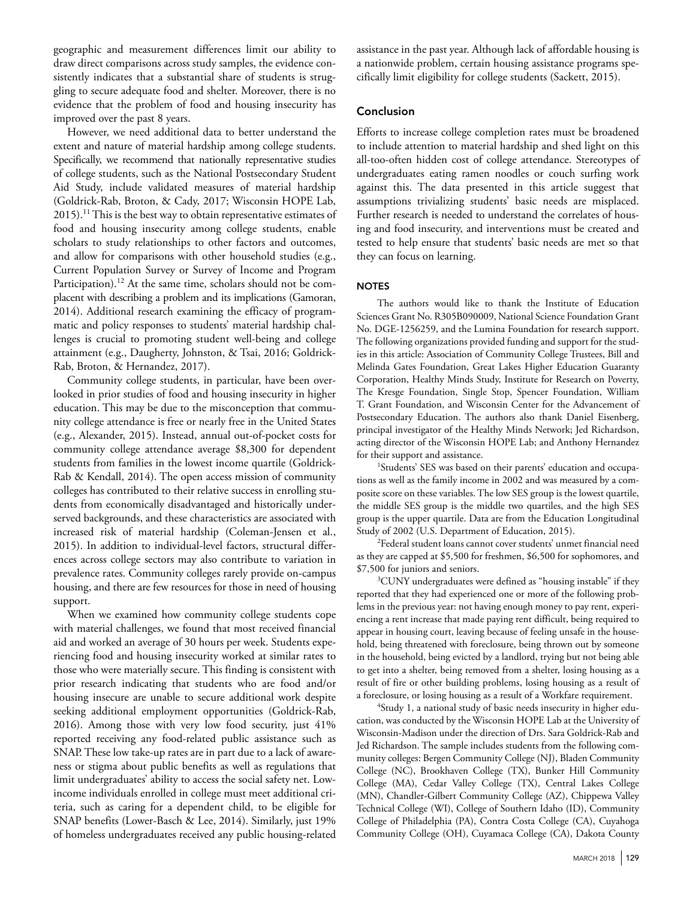geographic and measurement differences limit our ability to draw direct comparisons across study samples, the evidence consistently indicates that a substantial share of students is struggling to secure adequate food and shelter. Moreover, there is no evidence that the problem of food and housing insecurity has improved over the past 8 years.

However, we need additional data to better understand the extent and nature of material hardship among college students. Specifically, we recommend that nationally representative studies of college students, such as the National Postsecondary Student Aid Study, include validated measures of material hardship (Goldrick-Rab, Broton, & Cady, 2017; Wisconsin HOPE Lab, 2015).[11] This is the best way to obtain representative estimates of food and housing insecurity among college students, enable scholars to study relationships to other factors and outcomes, and allow for comparisons with other household studies (e.g., Current Population Survey or Survey of Income and Program Participation).[12] At the same time, scholars should not be complacent with describing a problem and its implications (Gamoran, 2014). Additional research examining the efficacy of programmatic and policy responses to students' material hardship challenges is crucial to promoting student well-being and college attainment (e.g., Daugherty, Johnston, & Tsai, 2016; Goldrick-Rab, Broton, & Hernandez, 2017).

Community college students, in particular, have been overlooked in prior studies of food and housing insecurity in higher education. This may be due to the misconception that community college attendance is free or nearly free in the United States (e.g., Alexander, 2015). Instead, annual out-of-pocket costs for community college attendance average $8,300 for dependent students from families in the lowest income quartile (Goldrick-Rab & Kendall, 2014). The open access mission of community colleges has contributed to their relative success in enrolling students from economically disadvantaged and historically underserved backgrounds, and these characteristics are associated with increased risk of material hardship (Coleman-Jensen et al., 2015). In addition to individual-level factors, structural differences across college sectors may also contribute to variation in prevalence rates. Community colleges rarely provide on-campus housing, and there are few resources for those in need of housing support.

When we examined how community college students cope with material challenges, we found that most received financial aid and worked an average of 30 hours per week. Students experiencing food and housing insecurity worked at similar rates to those who were materially secure. This finding is consistent with prior research indicating that students who are food and/or housing insecure are unable to secure additional work despite seeking additional employment opportunities (Goldrick-Rab, 2016). Among those with very low food security, just 41% reported receiving any food-related public assistance such as SNAP. These low take-up rates are in part due to a lack of awareness or stigma about public benefits as well as regulations that limit undergraduates' ability to access the social safety net. Low-income individuals enrolled in college must meet additional criteria, such as caring for a dependent child, to be eligible for SNAP benefits (Lower-Basch & Lee, 2014). Similarly, just 19% of homeless undergraduates received any public housing-related assistance in the past year. Although lack of affordable housing is a nationwide problem, certain housing assistance programs specifically limit eligibility for college students (Sackett, 2015).

## Conclusion

Efforts to increase college completion rates must be broadened to include attention to material hardship and shed light on this all-too-often hidden cost of college attendance. Stereotypes of undergraduates eating ramen noodles or couch surfing work against this. The data presented in this article suggest that assumptions trivializing students' basic needs are misplaced. Further research is needed to understand the correlates of housing and food insecurity, and interventions must be created and tested to help ensure that students' basic needs are met so that they can focus on learning.

### NOTES

The authors would like to thank the Institute of Education Sciences Grant No. R305B090009, National Science Foundation Grant No. DGE-1256259, and the Lumina Foundation for research support. The following organizations provided funding and support for the studies in this article: Association of Community College Trustees, Bill and Melinda Gates Foundation, Great Lakes Higher Education Guaranty Corporation, Healthy Minds Study, Institute for Research on Poverty, The Kresge Foundation, Single Stop, Spencer Foundation, William T. Grant Foundation, and Wisconsin Center for the Advancement of Postsecondary Education. The authors also thank Daniel Eisenberg, principal investigator of the Healthy Minds Network; Jed Richardson, acting director of the Wisconsin HOPE Lab; and Anthony Hernandez for their support and assistance.

[1]Students' SES was based on their parents' education and occupations as well as the family income in 2002 and was measured by a composite score on these variables. The low SES group is the lowest quartile, the middle SES group is the middle two quartiles, and the high SES group is the upper quartile. Data are from the Education Longitudinal Study of 2002 (U.S. Department of Education, 2015).

[2]Federal student loans cannot cover students' unmet financial need as they are capped at $5,500 for freshmen, $6,500 for sophomores, and $7,500 for juniors and seniors.

[3]CUNY undergraduates were defined as "housing instable" if they reported that they had experienced one or more of the following problems in the previous year: not having enough money to pay rent, experiencing a rent increase that made paying rent difficult, being required to appear in housing court, leaving because of feeling unsafe in the household, being threatened with foreclosure, being thrown out by someone in the household, being evicted by a landlord, trying but not being able to get into a shelter, being removed from a shelter, losing housing as a result of fire or other building problems, losing housing as a result of a foreclosure, or losing housing as a result of a Workfare requirement.

[4]Study 1, a national study of basic needs insecurity in higher education, was conducted by the Wisconsin HOPE Lab at the University of Wisconsin-Madison under the direction of Drs. Sara Goldrick-Rab and Jed Richardson. The sample includes students from the following community colleges: Bergen Community College (NJ), Bladen Community College (NC), Brookhaven College (TX), Bunker Hill Community College (MA), Cedar Valley College (TX), Central Lakes College (MN), Chandler-Gilbert Community College (AZ), Chippewa Valley Technical College (WI), College of Southern Idaho (ID), Community College of Philadelphia (PA), Contra Costa College (CA), Cuyahoga Community College (OH), Cuyamaca College (CA), Dakota County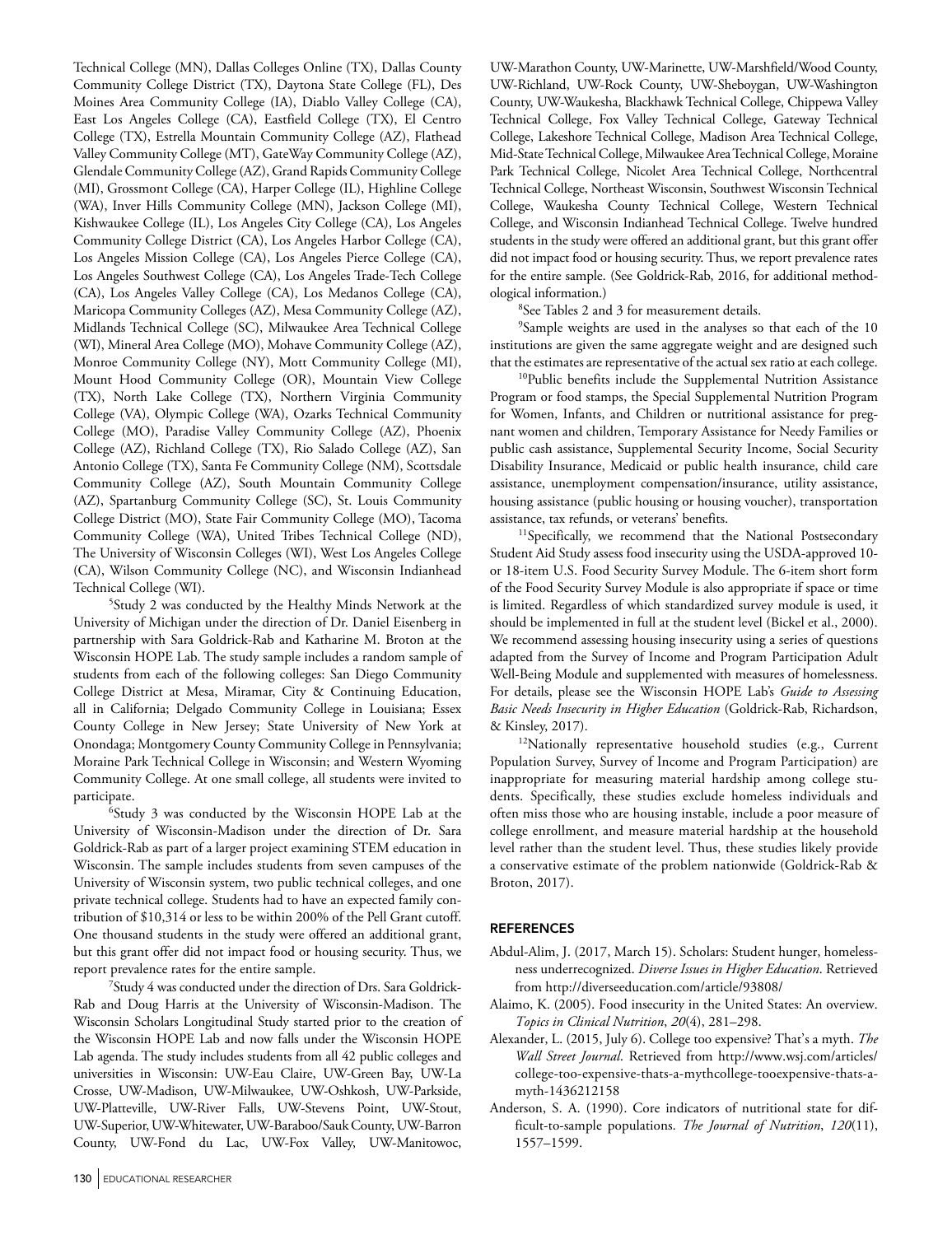Technical College (MN), Dallas Colleges Online (TX), Dallas County Community College District (TX), Daytona State College (FL), Des Moines Area Community College (IA), Diablo Valley College (CA), East Los Angeles College (CA), Eastfield College (TX), El Centro College (TX), Estrella Mountain Community College (AZ), Flathead Valley Community College (MT), GateWay Community College (AZ), Glendale Community College (AZ), Grand Rapids Community College (MI), Grossmont College (CA), Harper College (IL), Highline College (WA), Inver Hills Community College (MN), Jackson College (MI), Kishwaukee College (IL), Los Angeles City College (CA), Los Angeles Community College District (CA), Los Angeles Harbor College (CA), Los Angeles Mission College (CA), Los Angeles Pierce College (CA), Los Angeles Southwest College (CA), Los Angeles Trade-Tech College (CA), Los Angeles Valley College (CA), Los Medanos College (CA), Maricopa Community Colleges (AZ), Mesa Community College (AZ), Midlands Technical College (SC), Milwaukee Area Technical College (WI), Mineral Area College (MO), Mohave Community College (AZ), Monroe Community College (NY), Mott Community College (MI), Mount Hood Community College (OR), Mountain View College (TX), North Lake College (TX), Northern Virginia Community College (VA), Olympic College (WA), Ozarks Technical Community College (MO), Paradise Valley Community College (AZ), Phoenix College (AZ), Richland College (TX), Rio Salado College (AZ), San Antonio College (TX), Santa Fe Community College (NM), Scottsdale Community College (AZ), South Mountain Community College (AZ), Spartanburg Community College (SC), St. Louis Community College District (MO), State Fair Community College (MO), Tacoma Community College (WA), United Tribes Technical College (ND), The University of Wisconsin Colleges (WI), West Los Angeles College (CA), Wilson Community College (NC), and Wisconsin Indianhead Technical College (WI).

[5]Study 2 was conducted by the Healthy Minds Network at the University of Michigan under the direction of Dr. Daniel Eisenberg in partnership with Sara Goldrick-Rab and Katharine M. Broton at the Wisconsin HOPE Lab. The study sample includes a random sample of students from each of the following colleges: San Diego Community College District at Mesa, Miramar, City & Continuing Education, all in California; Delgado Community College in Louisiana; Essex County College in New Jersey; State University of New York at Onondaga; Montgomery County Community College in Pennsylvania; Moraine Park Technical College in Wisconsin; and Western Wyoming Community College. At one small college, all students were invited to participate.

[6]Study 3 was conducted by the Wisconsin HOPE Lab at the University of Wisconsin-Madison under the direction of Dr. Sara Goldrick-Rab as part of a larger project examining STEM education in Wisconsin. The sample includes students from seven campuses of the University of Wisconsin system, two public technical colleges, and one private technical college. Students had to have an expected family contribution of $10,314 or less to be within 200% of the Pell Grant cutoff. One thousand students in the study were offered an additional grant, but this grant offer did not impact food or housing security. Thus, we report prevalence rates for the entire sample.

[7]Study 4 was conducted under the direction of Drs. Sara Goldrick-Rab and Doug Harris at the University of Wisconsin-Madison. The Wisconsin Scholars Longitudinal Study started prior to the creation of the Wisconsin HOPE Lab and now falls under the Wisconsin HOPE Lab agenda. The study includes students from all 42 public colleges and universities in Wisconsin: UW-Eau Claire, UW-Green Bay, UW-La Crosse, UW-Madison, UW-Milwaukee, UW-Oshkosh, UW-Parkside, UW-Platteville, UW-River Falls, UW-Stevens Point, UW-Stout, UW-Superior, UW-Whitewater, UW-Baraboo/Sauk County, UW-Barron County, UW-Fond du Lac, UW-Fox Valley, UW-Manitowoc, UW-Marathon County, UW-Marinette, UW-Marshfield/Wood County, UW-Richland, UW-Rock County, UW-Sheboygan, UW-Washington County, UW-Waukesha, Blackhawk Technical College, Chippewa Valley Technical College, Fox Valley Technical College, Gateway Technical College, Lakeshore Technical College, Madison Area Technical College, Mid-State Technical College, Milwaukee Area Technical College, Moraine Park Technical College, Nicolet Area Technical College, Northcentral Technical College, Northeast Wisconsin, Southwest Wisconsin Technical College, Waukesha County Technical College, Western Technical College, and Wisconsin Indianhead Technical College. Twelve hundred students in the study were offered an additional grant, but this grant offer did not impact food or housing security. Thus, we report prevalence rates for the entire sample. (See Goldrick-Rab, 2016, for additional methodological information.)

[8]See Tables 2 and 3 for measurement details.

[9]Sample weights are used in the analyses so that each of the 10 institutions are given the same aggregate weight and are designed such that the estimates are representative of the actual sex ratio at each college.

[10]Public benefits include the Supplemental Nutrition Assistance Program or food stamps, the Special Supplemental Nutrition Program for Women, Infants, and Children or nutritional assistance for pregnant women and children, Temporary Assistance for Needy Families or public cash assistance, Supplemental Security Income, Social Security Disability Insurance, Medicaid or public health insurance, child care assistance, unemployment compensation/insurance, utility assistance, housing assistance (public housing or housing voucher), transportation assistance, tax refunds, or veterans' benefits.

[11]Specifically, we recommend that the National Postsecondary Student Aid Study assess food insecurity using the USDA-approved 10- or 18-item U.S. Food Security Survey Module. The 6-item short form of the Food Security Survey Module is also appropriate if space or time is limited. Regardless of which standardized survey module is used, it should be implemented in full at the student level (Bickel et al., 2000). We recommend assessing housing insecurity using a series of questions adapted from the Survey of Income and Program Participation Adult Well-Being Module and supplemented with measures of homelessness. For details, please see the Wisconsin HOPE Lab's *Guide to Assessing Basic Needs Insecurity in Higher Education* (Goldrick-Rab, Richardson, & Kinsley, 2017).

[12]Nationally representative household studies (e.g., Current Population Survey, Survey of Income and Program Participation) are inappropriate for measuring material hardship among college students. Specifically, these studies exclude homeless individuals and often miss those who are housing instable, include a poor measure of college enrollment, and measure material hardship at the household level rather than the student level. Thus, these studies likely provide a conservative estimate of the problem nationwide (Goldrick-Rab & Broton, 2017).

## REFERENCES

Abdul-Alim, J. (2017, March 15). Scholars: Student hunger, homelessness underrecognized. *Diverse Issues in Higher Education*. Retrieved from http://diverseeducation.com/article/93808/

Alaimo, K. (2005). Food insecurity in the United States: An overview. *Topics in Clinical Nutrition*, *20*(4), 281–298.

Alexander, L. (2015, July 6). College too expensive? That's a myth. *The Wall Street Journal*. Retrieved from http://www.wsj.com/articles/college-too-expensive-thats-a-mythcollege-tooexpensive-thats-a-myth-1436212158

Anderson, S. A. (1990). Core indicators of nutritional state for difficult-to-sample populations. *The Journal of Nutrition*, *120*(11), 1557–1599.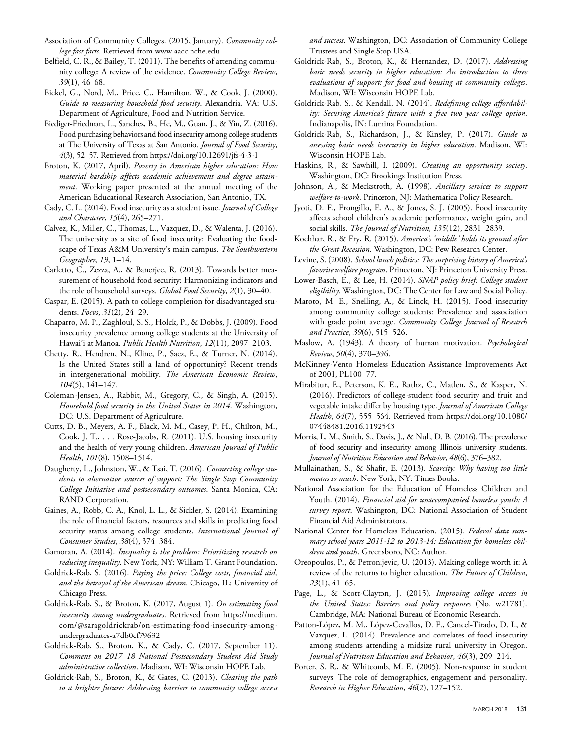Association of Community Colleges. (2015, January). *Community college fast facts*. Retrieved from www.aacc.nche.edu

Belfield, C. R., & Bailey, T. (2011). The benefits of attending community college: A review of the evidence. *Community College Review*, *39*(1), 46–68.

Bickel, G., Nord, M., Price, C., Hamilton, W., & Cook, J. (2000). *Guide to measuring household food security*. Alexandria, VA: U.S. Department of Agriculture, Food and Nutrition Service.

Biediger-Friedman, L., Sanchez, B., He, M., Guan, J., & Yin, Z. (2016). Food purchasing behaviors and food insecurity among college students at The University of Texas at San Antonio. *Journal of Food Security*, *4*(3), 52–57. Retrieved from https://doi.org/10.12691/jfs-4-3-1

Broton, K. (2017, April). *Poverty in American higher education: How material hardship affects academic achievement and degree attainment*. Working paper presented at the annual meeting of the American Educational Research Association, San Antonio, TX.

Cady, C. L. (2014). Food insecurity as a student issue. *Journal of College and Character*, *15*(4), 265–271.

Calvez, K., Miller, C., Thomas, L., Vazquez, D., & Walenta, J. (2016). The university as a site of food insecurity: Evaluating the foodscape of Texas A&M University's main campus. *The Southwestern Geographer*, *19*, 1–14.

Carletto, C., Zezza, A., & Banerjee, R. (2013). Towards better measurement of household food security: Harmonizing indicators and the role of household surveys. *Global Food Security*, *2*(1), 30–40.

Caspar, E. (2015). A path to college completion for disadvantaged students. *Focus*, *31*(2), 24–29.

Chaparro, M. P., Zaghloul, S. S., Holck, P., & Dobbs, J. (2009). Food insecurity prevalence among college students at the University of Hawai'i at Mānoa. *Public Health Nutrition*, *12*(11), 2097–2103.

Chetty, R., Hendren, N., Kline, P., Saez, E., & Turner, N. (2014). Is the United States still a land of opportunity? Recent trends in intergenerational mobility. *The American Economic Review*, *104*(5), 141–147.

Coleman-Jensen, A., Rabbit, M., Gregory, C., & Singh, A. (2015). *Household food security in the United States in 2014*. Washington, DC: U.S. Department of Agriculture.

Cutts, D. B., Meyers, A. F., Black, M. M., Casey, P. H., Chilton, M., Cook, J. T., . . . Rose-Jacobs, R. (2011). U.S. housing insecurity and the health of very young children. *American Journal of Public Health*, *101*(8), 1508–1514.

Daugherty, L., Johnston, W., & Tsai, T. (2016). *Connecting college students to alternative sources of support: The Single Stop Community College Initiative and postsecondary outcomes*. Santa Monica, CA: RAND Corporation.

Gaines, A., Robb, C. A., Knol, L. L., & Sickler, S. (2014). Examining the role of financial factors, resources and skills in predicting food security status among college students. *International Journal of Consumer Studies*, *38*(4), 374–384.

Gamoran, A. (2014). *Inequality is the problem: Prioritizing research on reducing inequality*. New York, NY: William T. Grant Foundation.

Goldrick-Rab, S. (2016). *Paying the price: College costs, financial aid, and the betrayal of the American dream*. Chicago, IL: University of Chicago Press.

Goldrick-Rab, S., & Broton, K. (2017, August 1). *On estimating food insecurity among undergraduates*. Retrieved from https://medium.com/@saragoldrickrab/on-estimating-food-insecurity-among-undergraduates-a7db0cf79632

Goldrick-Rab, S., Broton, K., & Cady, C. (2017, September 11). *Comment on 2017–18 National Postsecondary Student Aid Study administrative collection*. Madison, WI: Wisconsin HOPE Lab.

Goldrick-Rab, S., Broton, K., & Gates, C. (2013). *Clearing the path to a brighter future: Addressing barriers to community college access and success*. Washington, DC: Association of Community College Trustees and Single Stop USA.

Goldrick-Rab, S., Broton, K., & Hernandez, D. (2017). *Addressing basic needs security in higher education: An introduction to three evaluations of supports for food and housing at community colleges*. Madison, WI: Wisconsin HOPE Lab.

Goldrick-Rab, S., & Kendall, N. (2014). *Redefining college affordability: Securing America's future with a free two year college option*. Indianapolis, IN: Lumina Foundation.

Goldrick-Rab, S., Richardson, J., & Kinsley, P. (2017). *Guide to assessing basic needs insecurity in higher education*. Madison, WI: Wisconsin HOPE Lab.

Haskins, R., & Sawhill, I. (2009). *Creating an opportunity society*. Washington, DC: Brookings Institution Press.

Johnson, A., & Meckstroth, A. (1998). *Ancillary services to support welfare-to-work*. Princeton, NJ: Mathematica Policy Research.

Jyoti, D. F., Frongillo, E. A., & Jones, S. J. (2005). Food insecurity affects school children's academic performance, weight gain, and social skills. *The Journal of Nutrition*, *135*(12), 2831–2839.

Kochhar, R., & Fry, R. (2015). *America's 'middle' holds its ground after the Great Recession*. Washington, DC: Pew Research Center.

Levine, S. (2008). *School lunch politics: The surprising history of America's favorite welfare program*. Princeton, NJ: Princeton University Press.

Lower-Basch, E., & Lee, H. (2014). *SNAP policy brief: College student eligibility*. Washington, DC: The Center for Law and Social Policy.

Maroto, M. E., Snelling, A., & Linck, H. (2015). Food insecurity among community college students: Prevalence and association with grade point average. *Community College Journal of Research and Practice*, *39*(6), 515–526.

Maslow, A. (1943). A theory of human motivation. *Psychological Review*, *50*(4), 370–396.

McKinney-Vento Homeless Education Assistance Improvements Act of 2001, PL100–77.

Mirabitur, E., Peterson, K. E., Rathz, C., Matlen, S., & Kasper, N. (2016). Predictors of college-student food security and fruit and vegetable intake differ by housing type. *Journal of American College Health*, *64*(7), 555–564. Retrieved from https://doi.org/10.1080/07448481.2016.1192543

Morris, L. M., Smith, S., Davis, J., & Null, D. B. (2016). The prevalence of food security and insecurity among Illinois university students. *Journal of Nutrition Education and Behavior*, *48*(6), 376–382.

Mullainathan, S., & Shafir, E. (2013). *Scarcity: Why having too little means so much*. New York, NY: Times Books.

National Association for the Education of Homeless Children and Youth. (2014). *Financial aid for unaccompanied homeless youth: A survey report*. Washington, DC: National Association of Student Financial Aid Administrators.

National Center for Homeless Education. (2015). *Federal data summary school years 2011-12 to 2013-14: Education for homeless children and youth*. Greensboro, NC: Author.

Oreopoulos, P., & Petronijevic, U. (2013). Making college worth it: A review of the returns to higher education. *The Future of Children*, *23*(1), 41–65.

Page, L., & Scott-Clayton, J. (2015). *Improving college access in the United States: Barriers and policy responses* (No. w21781). Cambridge, MA: National Bureau of Economic Research.

Patton-López, M. M., López-Cevallos, D. F., Cancel-Tirado, D. I., & Vazquez, L. (2014). Prevalence and correlates of food insecurity among students attending a midsize rural university in Oregon. *Journal of Nutrition Education and Behavior*, *46*(3), 209–214.

Porter, S. R., & Whitcomb, M. E. (2005). Non-response in student surveys: The role of demographics, engagement and personality. *Research in Higher Education*, *46*(2), 127–152.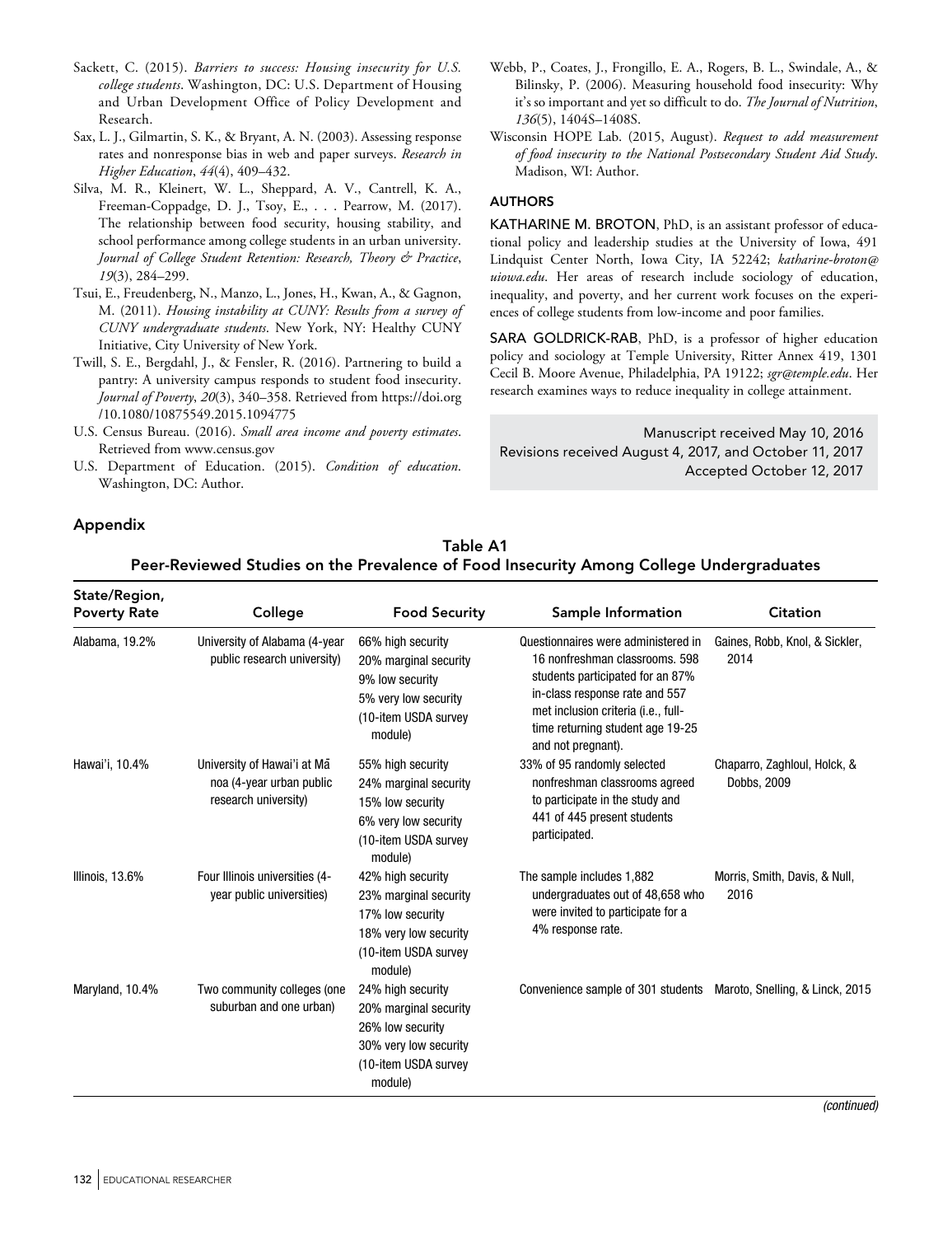Sackett, C. (2015). *Barriers to success: Housing insecurity for U.S. college students*. Washington, DC: U.S. Department of Housing and Urban Development Office of Policy Development and Research.

Sax, L. J., Gilmartin, S. K., & Bryant, A. N. (2003). Assessing response rates and nonresponse bias in web and paper surveys. *Research in Higher Education*, *44*(4), 409–432.

Silva, M. R., Kleinert, W. L., Sheppard, A. V., Cantrell, K. A., Freeman-Coppadge, D. J., Tsoy, E., . . . Pearrow, M. (2017). The relationship between food security, housing stability, and school performance among college students in an urban university. *Journal of College Student Retention: Research, Theory & Practice*, *19*(3), 284–299.

Tsui, E., Freudenberg, N., Manzo, L., Jones, H., Kwan, A., & Gagnon, M. (2011). *Housing instability at CUNY: Results from a survey of CUNY undergraduate students*. New York, NY: Healthy CUNY Initiative, City University of New York.

Twill, S. E., Bergdahl, J., & Fensler, R. (2016). Partnering to build a pantry: A university campus responds to student food insecurity. *Journal of Poverty*, *20*(3), 340–358. Retrieved from https://doi.org/10.1080/10875549.2015.1094775

U.S. Census Bureau. (2016). *Small area income and poverty estimates*. Retrieved from www.census.gov

U.S. Department of Education. (2015). *Condition of education*. Washington, DC: Author.

Webb, P., Coates, J., Frongillo, E. A., Rogers, B. L., Swindale, A., & Bilinsky, P. (2006). Measuring household food insecurity: Why it's so important and yet so difficult to do. *The Journal of Nutrition*, *136*(5), 1404S–1408S.

Wisconsin HOPE Lab. (2015, August). *Request to add measurement of food insecurity to the National Postsecondary Student Aid Study*. Madison, WI: Author.

## AUTHORS

KATHARINE M. BROTON, PhD, is an assistant professor of educational policy and leadership studies at the University of Iowa, 491 Lindquist Center North, Iowa City, IA 52242; *katharine-broton@uiowa.edu*. Her areas of research include sociology of education, inequality, and poverty, and her current work focuses on the experiences of college students from low-income and poor families.

SARA GOLDRICK-RAB, PhD, is a professor of higher education policy and sociology at Temple University, Ritter Annex 419, 1301 Cecil B. Moore Avenue, Philadelphia, PA 19122; *sgr@temple.edu*. Her research examines ways to reduce inequality in college attainment.

Manuscript received May 10, 2016
Revisions received August 4, 2017, and October 11, 2017
Accepted October 12, 2017

## Appendix

**Table A1**
**Peer-Reviewed Studies on the Prevalence of Food Insecurity Among College Undergraduates**

| State/Region, Poverty Rate | College | Food Security | Sample Information | Citation |
|---|---|---|---|---|
| Alabama, 19.2% | University of Alabama (4-year public research university) | 66% high security<br>20% marginal security<br>9% low security<br>5% very low security<br>(10-item USDA survey module) | Questionnaires were administered in 16 nonfreshman classrooms. 598 students participated for an 87% in-class response rate and 557 met inclusion criteria (i.e., full-time returning student age 19-25 and not pregnant). | Gaines, Robb, Knol, & Sickler, 2014 |
| Hawai'i, 10.4% | University of Hawai'i at Mānoa (4-year urban public research university) | 55% high security<br>24% marginal security<br>15% low security<br>6% very low security<br>(10-item USDA survey module) | 33% of 95 randomly selected nonfreshman classrooms agreed to participate in the study and 441 of 445 present students participated. | Chaparro, Zaghloul, Holck, & Dobbs, 2009 |
| Illinois, 13.6% | Four Illinois universities (4-year public universities) | 42% high security<br>23% marginal security<br>17% low security<br>18% very low security<br>(10-item USDA survey module) | The sample includes 1,882 undergraduates out of 48,658 who were invited to participate for a 4% response rate. | Morris, Smith, Davis, & Null, 2016 |
| Maryland, 10.4% | Two community colleges (one suburban and one urban) | 24% high security<br>20% marginal security<br>26% low security<br>30% very low security<br>(10-item USDA survey module) | Convenience sample of 301 students | Maroto, Snelling, & Linck, 2015 |

*(continued)*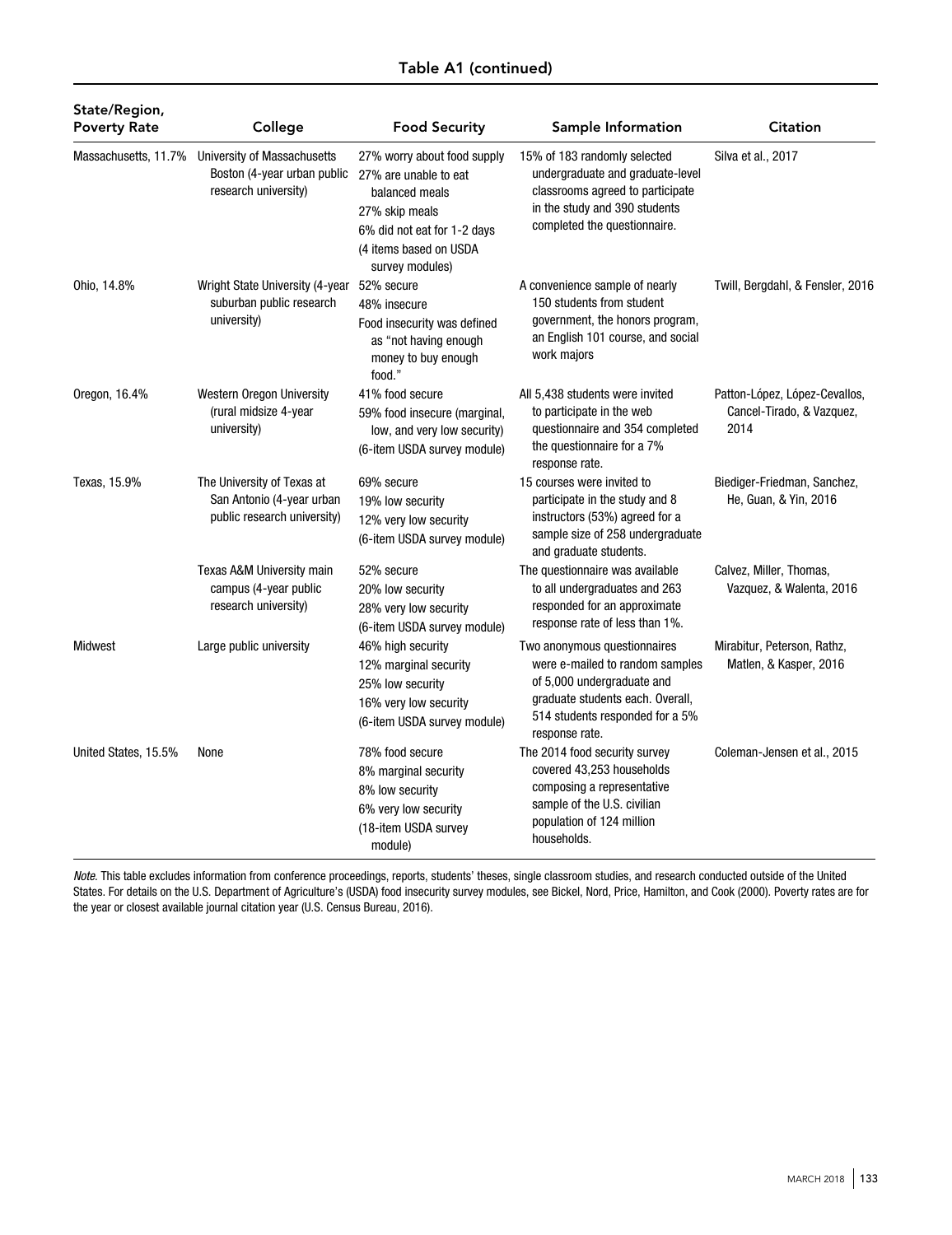### Table A1 (continued)

| State/Region, Poverty Rate | College | Food Security | Sample Information | Citation |
|---|---|---|---|---|
| Massachusetts, 11.7% | University of Massachusetts Boston (4-year urban public research university) | 27% worry about food supply<br>27% are unable to eat balanced meals<br>27% skip meals<br>6% did not eat for 1-2 days<br>(4 items based on USDA survey modules) | 15% of 183 randomly selected undergraduate and graduate-level classrooms agreed to participate in the study and 390 students completed the questionnaire. | Silva et al., 2017 |
| Ohio, 14.8% | Wright State University (4-year suburban public research university) | 52% secure<br>48% insecure<br>Food insecurity was defined as "not having enough money to buy enough food." | A convenience sample of nearly 150 students from student government, the honors program, an English 101 course, and social work majors | Twill, Bergdahl, & Fensler, 2016 |
| Oregon, 16.4% | Western Oregon University (rural midsize 4-year university) | 41% food secure<br>59% food insecure (marginal, low, and very low security)<br>(6-item USDA survey module) | All 5,438 students were invited to participate in the web questionnaire and 354 completed the questionnaire for a 7% response rate. | Patton-López, López-Cevallos, Cancel-Tirado, & Vazquez, 2014 |
| Texas, 15.9% | The University of Texas at San Antonio (4-year urban public research university) | 69% secure<br>19% low security<br>12% very low security<br>(6-item USDA survey module) | 15 courses were invited to participate in the study and 8 instructors (53%) agreed for a sample size of 258 undergraduate and graduate students. | Biediger-Friedman, Sanchez, He, Guan, & Yin, 2016 |
| | Texas A&M University main campus (4-year public research university) | 52% secure<br>20% low security<br>28% very low security<br>(6-item USDA survey module) | The questionnaire was available to all undergraduates and 263 responded for an approximate response rate of less than 1%. | Calvez, Miller, Thomas, Vazquez, & Walenta, 2016 |
| Midwest | Large public university | 46% high security<br>12% marginal security<br>25% low security<br>16% very low security<br>(6-item USDA survey module) | Two anonymous questionnaires were e-mailed to random samples of 5,000 undergraduate and graduate students each. Overall, 514 students responded for a 5% response rate. | Mirabitur, Peterson, Rathz, Matlen, & Kasper, 2016 |
| United States, 15.5% | None | 78% food secure<br>8% marginal security<br>8% low security<br>6% very low security<br>(18-item USDA survey module) | The 2014 food security survey covered 43,253 households composing a representative sample of the U.S. civilian population of 124 million households. | Coleman-Jensen et al., 2015 |

*Note.* This table excludes information from conference proceedings, reports, students' theses, single classroom studies, and research conducted outside of the United States. For details on the U.S. Department of Agriculture's (USDA) food insecurity survey modules, see Bickel, Nord, Price, Hamilton, and Cook (2000). Poverty rates are for the year or closest available journal citation year (U.S. Census Bureau, 2016).